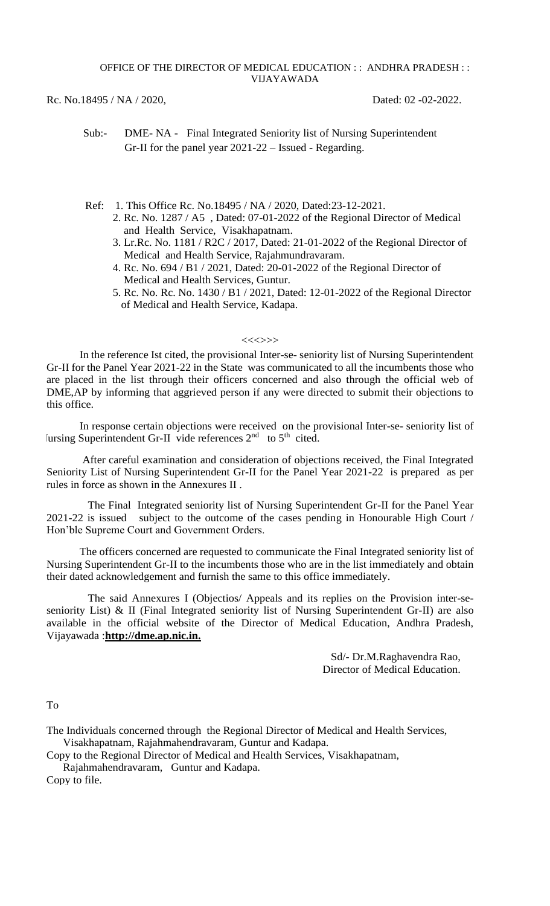OFFICE OF THE DIRECTOR OF MEDICAL EDUCATION : : ANDHRA PRADESH : : VIJAYAWADA

Rc. No.18495 / NA / 2020, Dated: 02 -02-2022.

Sub:- DME- NA - Final Integrated Seniority list of Nursing Superintendent Gr-II for the panel year 2021-22 – Issued - Regarding.

Ref: 1. This Office Rc. No.18495 / NA / 2020, Dated:23-12-2021.
2. Rc. No. 1287 / A5 , Dated: 07-01-2022 of the Regional Director of Medical and Health Service, Visakhapatnam.
3. Lr.Rc. No. 1181 / R2C / 2017, Dated: 21-01-2022 of the Regional Director of Medical and Health Service, Rajahmundravaram.
4. Rc. No. 694 / B1 / 2021, Dated: 20-01-2022 of the Regional Director of Medical and Health Services, Guntur.
5. Rc. No. Rc. No. 1430 / B1 / 2021, Dated: 12-01-2022 of the Regional Director of Medical and Health Service, Kadapa.

<<<>>>

In the reference Ist cited, the provisional Inter-se- seniority list of Nursing Superintendent Gr-II for the Panel Year 2021-22 in the State was communicated to all the incumbents those who are placed in the list through their officers concerned and also through the official web of DME,AP by informing that aggrieved person if any were directed to submit their objections to this office.

In response certain objections were received on the provisional Inter-se- seniority list of Nursing Superintendent Gr-II vide references 2nd to 5th cited.

After careful examination and consideration of objections received, the Final Integrated Seniority List of Nursing Superintendent Gr-II for the Panel Year 2021-22 is prepared as per rules in force as shown in the Annexures II .

The Final Integrated seniority list of Nursing Superintendent Gr-II for the Panel Year 2021-22 is issued subject to the outcome of the cases pending in Honourable High Court / Hon'ble Supreme Court and Government Orders.

The officers concerned are requested to communicate the Final Integrated seniority list of Nursing Superintendent Gr-II to the incumbents those who are in the list immediately and obtain their dated acknowledgement and furnish the same to this office immediately.

The said Annexures I (Objectios/ Appeals and its replies on the Provision inter-se-seniority List) & II (Final Integrated seniority list of Nursing Superintendent Gr-II) are also available in the official website of the Director of Medical Education, Andhra Pradesh, Vijayawada :**http://dme.ap.nic.in.**

Sd/- Dr.M.Raghavendra Rao,
Director of Medical Education.

To

The Individuals concerned through the Regional Director of Medical and Health Services, Visakhapatnam, Rajahmahendravaram, Guntur and Kadapa.
Copy to the Regional Director of Medical and Health Services, Visakhapatnam, Rajahmahendravaram, Guntur and Kadapa.
Copy to file.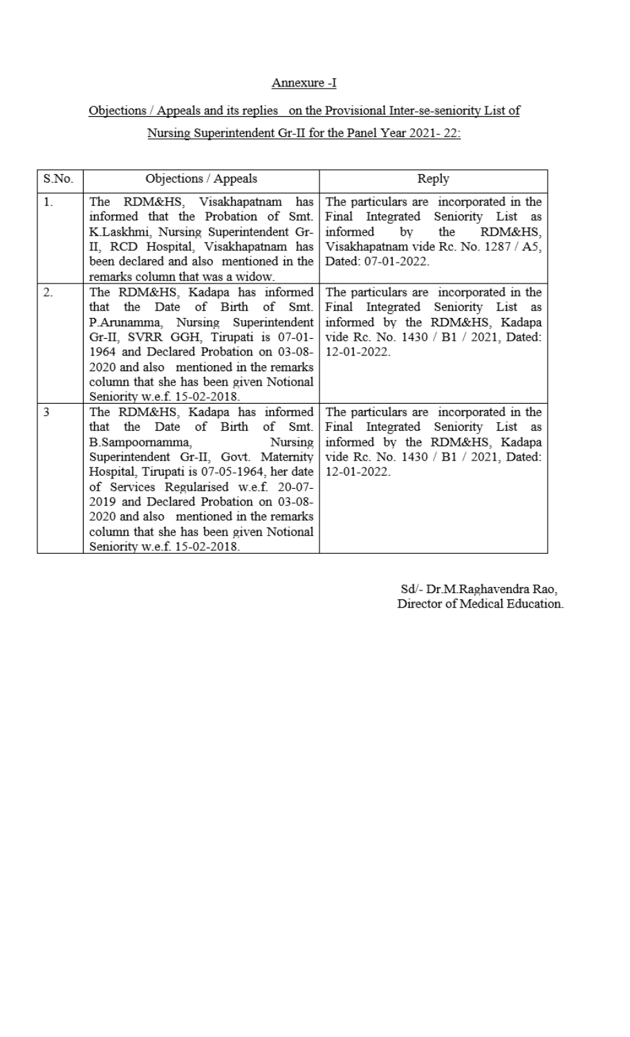<u>Annexure -I</u>

<u>Objections / Appeals and its replies on the Provisional Inter-se-seniority List of Nursing Superintendent Gr-II for the Panel Year 2021- 22:</u>

| S.No. | Objections / Appeals | Reply |
| --- | --- | --- |
| 1. | The RDM&HS, Visakhapatnam has informed that the Probation of Smt. K.Laskhmi, Nursing Superintendent Gr-II, RCD Hospital, Visakhapatnam has been declared and also mentioned in the remarks column that was a widow. | The particulars are incorporated in the Final Integrated Seniority List as informed by the RDM&HS, Visakhapatnam vide Rc. No. 1287 / A5, Dated: 07-01-2022. |
| 2. | The RDM&HS, Kadapa has informed that the Date of Birth of Smt. P.Arunamma, Nursing Superintendent Gr-II, SVRR GGH, Tirupati is 07-01-1964 and Declared Probation on 03-08-2020 and also mentioned in the remarks column that she has been given Notional Seniority w.e.f. 15-02-2018. | The particulars are incorporated in the Final Integrated Seniority List as informed by the RDM&HS, Kadapa vide Rc. No. 1430 / B1 / 2021, Dated: 12-01-2022. |
| 3 | The RDM&HS, Kadapa has informed that the Date of Birth of Smt. B.Sampoornamma, Nursing Superintendent Gr-II, Govt. Maternity Hospital, Tirupati is 07-05-1964, her date of Services Regularised w.e.f. 20-07-2019 and Declared Probation on 03-08-2020 and also mentioned in the remarks column that she has been given Notional Seniority w.e.f. 15-02-2018. | The particulars are incorporated in the Final Integrated Seniority List as informed by the RDM&HS, Kadapa vide Rc. No. 1430 / B1 / 2021, Dated: 12-01-2022. |

Sd/- Dr.M.Raghavendra Rao,
Director of Medical Education.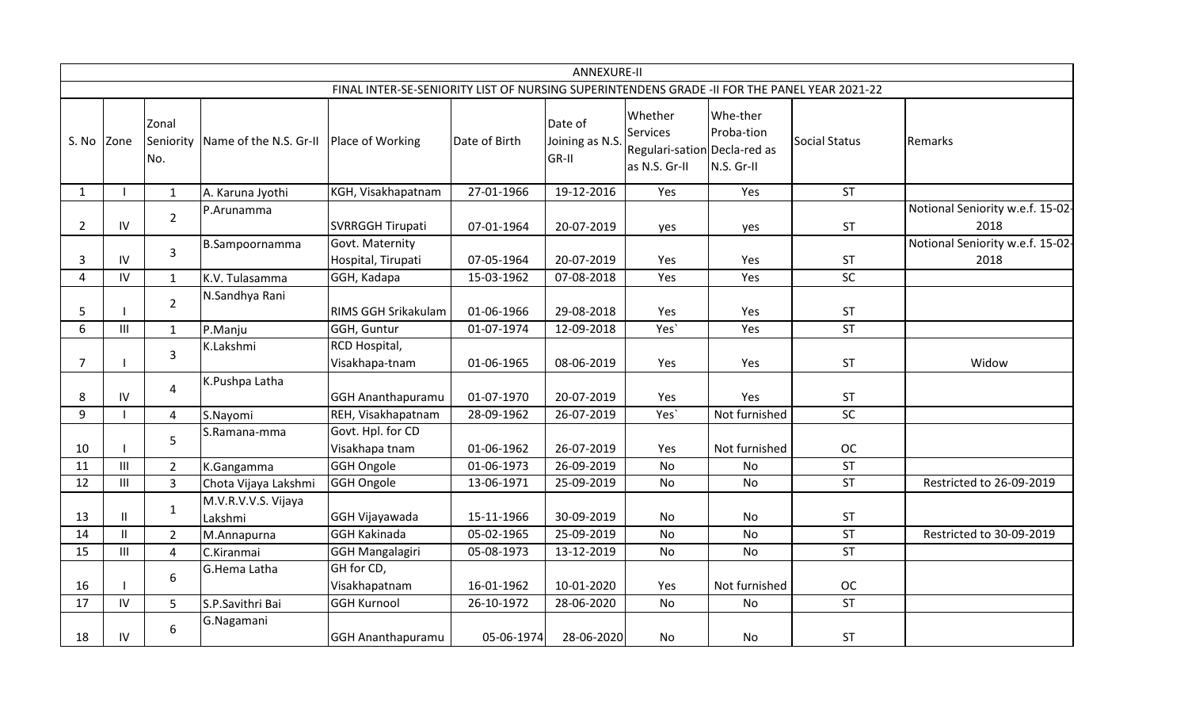## ANNEXURE-II

### FINAL INTER-SE-SENIORITY LIST OF NURSING SUPERINTENDENS GRADE -II FOR THE PANEL YEAR 2021-22

| S. No | Zone | Zonal Seniority No. | Name of the N.S. Gr-II | Place of Working | Date of Birth | Date of Joining as N.S. GR-II | Whether Services Regulari-sation as N.S. Gr-II | Whe-ther Proba-tion Decla-red as N.S. Gr-II | Social Status | Remarks |
|---|---|---|---|---|---|---|---|---|---|---|
| 1 | I | 1 | A. Karuna Jyothi | KGH, Visakhapatnam | 27-01-1966 | 19-12-2016 | Yes | Yes | ST | |
| 2 | IV | 2 | P.Arunamma | SVRRGGH Tirupati | 07-01-1964 | 20-07-2019 | yes | yes | ST | Notional Seniority w.e.f. 15-02-2018 |
| 3 | IV | 3 | B.Sampoornamma | Govt. Maternity Hospital, Tirupati | 07-05-1964 | 20-07-2019 | Yes | Yes | ST | Notional Seniority w.e.f. 15-02-2018 |
| 4 | IV | 1 | K.V. Tulasamma | GGH, Kadapa | 15-03-1962 | 07-08-2018 | Yes | Yes | SC | |
| 5 | I | 2 | N.Sandhya Rani | RIMS GGH Srikakulam | 01-06-1966 | 29-08-2018 | Yes | Yes | ST | |
| 6 | III | 1 | P.Manju | GGH, Guntur | 01-07-1974 | 12-09-2018 | Yes` | Yes | ST | |
| 7 | I | 3 | K.Lakshmi | RCD Hospital, Visakhapa-tnam | 01-06-1965 | 08-06-2019 | Yes | Yes | ST | Widow |
| 8 | IV | 4 | K.Pushpa Latha | GGH Ananthapuramu | 01-07-1970 | 20-07-2019 | Yes | Yes | ST | |
| 9 | I | 4 | S.Nayomi | REH, Visakhapatnam | 28-09-1962 | 26-07-2019 | Yes` | Not furnished | SC | |
| 10 | I | 5 | S.Ramana-mma | Govt. Hpl. for CD Visakhapa tnam | 01-06-1962 | 26-07-2019 | Yes | Not furnished | OC | |
| 11 | III | 2 | K.Gangamma | GGH Ongole | 01-06-1973 | 26-09-2019 | No | No | ST | |
| 12 | III | 3 | Chota Vijaya Lakshmi | GGH Ongole | 13-06-1971 | 25-09-2019 | No | No | ST | Restricted to 26-09-2019 |
| 13 | II | 1 | M.V.R.V.V.S. Vijaya Lakshmi | GGH Vijayawada | 15-11-1966 | 30-09-2019 | No | No | ST | |
| 14 | II | 2 | M.Annapurna | GGH Kakinada | 05-02-1965 | 25-09-2019 | No | No | ST | Restricted to 30-09-2019 |
| 15 | III | 4 | C.Kiranmai | GGH Mangalagiri | 05-08-1973 | 13-12-2019 | No | No | ST | |
| 16 | I | 6 | G.Hema Latha | GH for CD, Visakhapatnam | 16-01-1962 | 10-01-2020 | Yes | Not furnished | OC | |
| 17 | IV | 5 | S.P.Savithri Bai | GGH Kurnool | 26-10-1972 | 28-06-2020 | No | No | ST | |
| 18 | IV | 6 | G.Nagamani | GGH Ananthapuramu | 05-06-1974 | 28-06-2020 | No | No | ST | |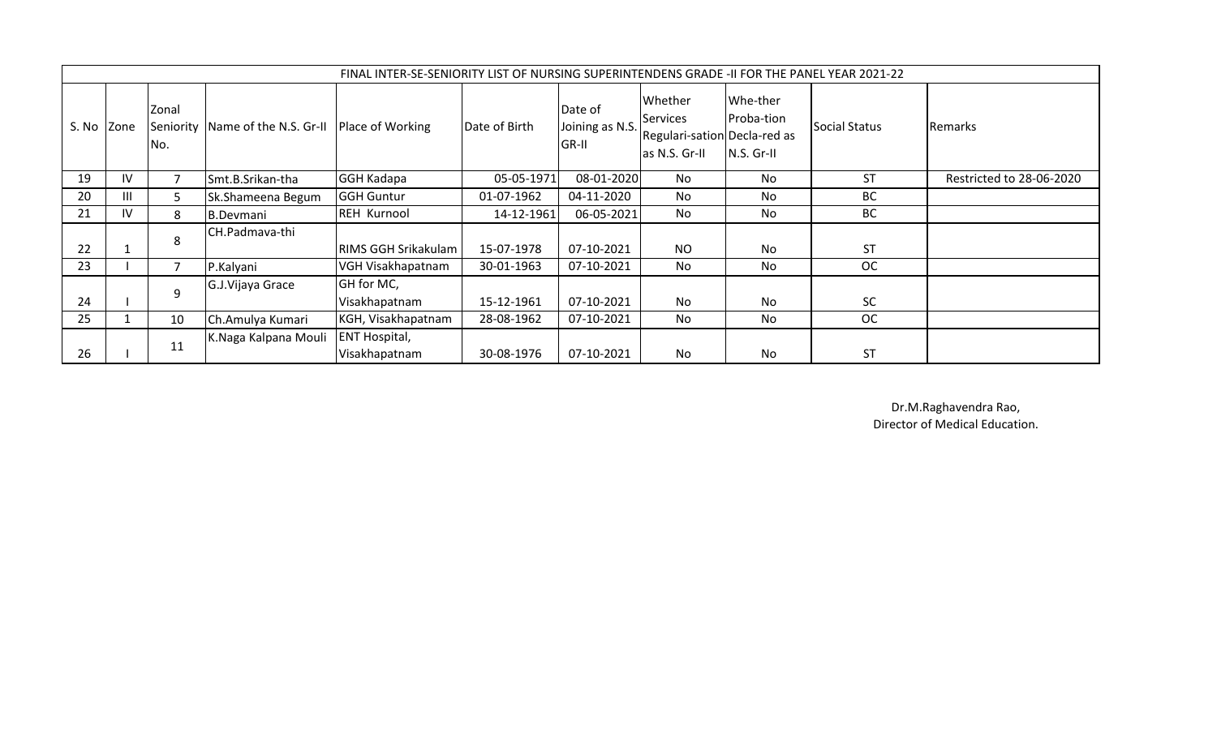| FINAL INTER-SE-SENIORITY LIST OF NURSING SUPERINTENDENS GRADE -II FOR THE PANEL YEAR 2021-22 | | | | | | | | | | |
|---|---|---|---|---|---|---|---|---|---|---|
| S. No | Zone | Zonal Seniority No. | Name of the N.S. Gr-II | Place of Working | Date of Birth | Date of Joining as N.S. GR-II | Whether Services Regulari-sation as N.S. Gr-II | Whe-ther Proba-tion Decla-red as N.S. Gr-II | Social Status | Remarks |
| 19 | IV | 7 | Smt.B.Srikan-tha | GGH Kadapa | 05-05-1971 | 08-01-2020 | No | No | ST | Restricted to 28-06-2020 |
| 20 | III | 5 | Sk.Shameena Begum | GGH Guntur | 01-07-1962 | 04-11-2020 | No | No | BC | |
| 21 | IV | 8 | B.Devmani | REH Kurnool | 14-12-1961 | 06-05-2021 | No | No | BC | |
| 22 | 1 | 8 | CH.Padmava-thi | RIMS GGH Srikakulam | 15-07-1978 | 07-10-2021 | NO | No | ST | |
| 23 | I | 7 | P.Kalyani | VGH Visakhapatnam | 30-01-1963 | 07-10-2021 | No | No | OC | |
| 24 | I | 9 | G.J.Vijaya Grace | GH for MC, Visakhapatnam | 15-12-1961 | 07-10-2021 | No | No | SC | |
| 25 | 1 | 10 | Ch.Amulya Kumari | KGH, Visakhapatnam | 28-08-1962 | 07-10-2021 | No | No | OC | |
| 26 | I | 11 | K.Naga Kalpana Mouli | ENT Hospital, Visakhapatnam | 30-08-1976 | 07-10-2021 | No | No | ST | |

Dr.M.Raghavendra Rao,
Director of Medical Education.